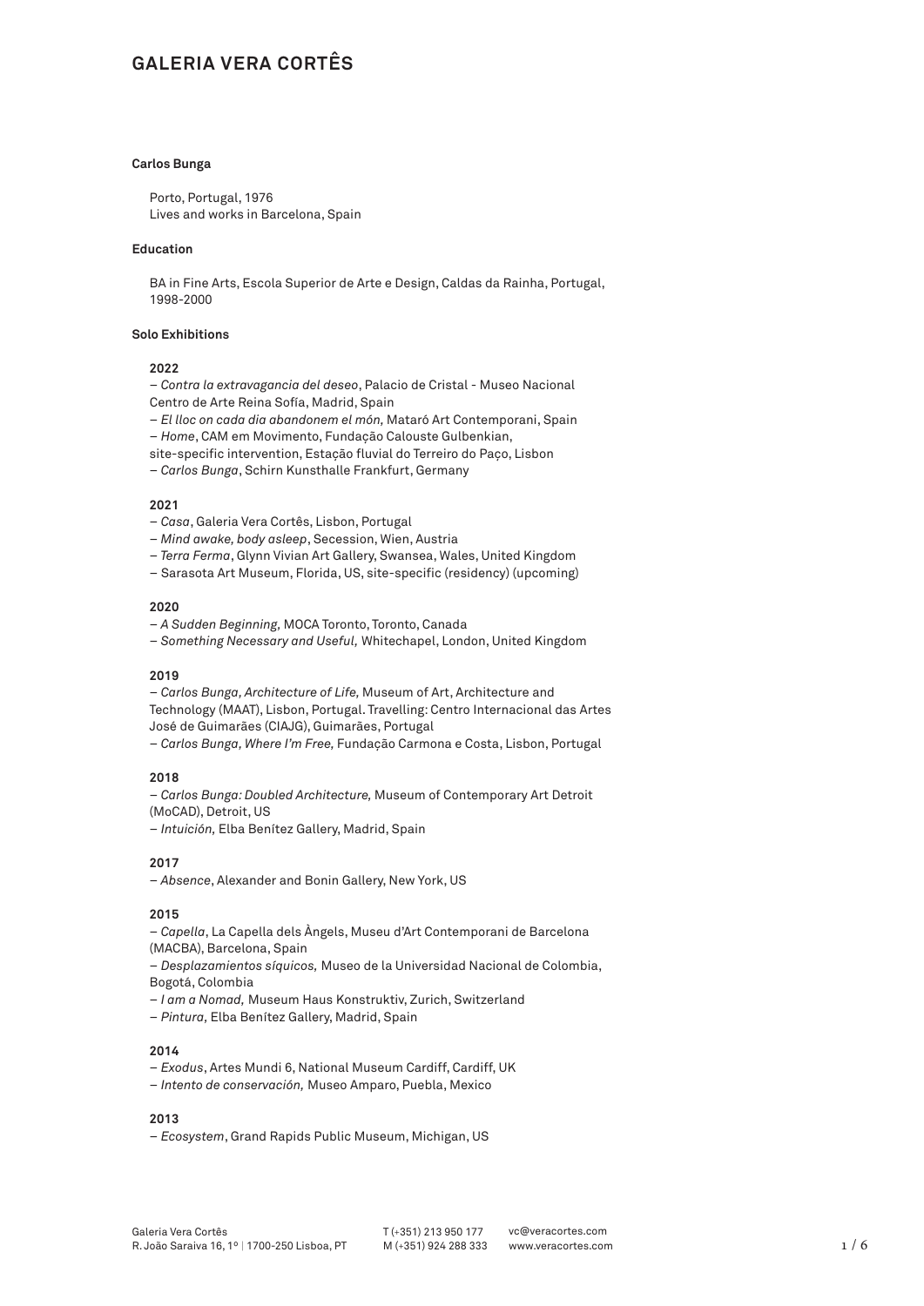# GALERIA VERA CORTÊS

## Carlos Bunga

Porto, Portugal, 1976
Lives and works in Barcelona, Spain

### Education

BA in Fine Arts, Escola Superior de Arte e Design, Caldas da Rainha, Portugal, 1998-2000

### Solo Exhibitions

**2022**

– *Contra la extravagancia del deseo*, Palacio de Cristal - Museo Nacional Centro de Arte Reina Sofía, Madrid, Spain
– *El lloc on cada dia abandonem el món,* Mataró Art Contemporani, Spain
– *Home*, CAM em Movimento, Fundação Calouste Gulbenkian, site-specific intervention, Estação fluvial do Terreiro do Paço, Lisbon
– *Carlos Bunga*, Schirn Kunsthalle Frankfurt, Germany

**2021**

– *Casa*, Galeria Vera Cortês, Lisbon, Portugal
– *Mind awake, body asleep*, Secession, Wien, Austria
– *Terra Ferma*, Glynn Vivian Art Gallery, Swansea, Wales, United Kingdom
– Sarasota Art Museum, Florida, US, site-specific (residency) (upcoming)

**2020**

– *A Sudden Beginning,* MOCA Toronto, Toronto, Canada
– *Something Necessary and Useful,* Whitechapel, London, United Kingdom

**2019**

– *Carlos Bunga, Architecture of Life,* Museum of Art, Architecture and Technology (MAAT), Lisbon, Portugal. Travelling: Centro Internacional das Artes José de Guimarães (CIAJG), Guimarães, Portugal
– *Carlos Bunga, Where I'm Free,* Fundação Carmona e Costa, Lisbon, Portugal

**2018**

– *Carlos Bunga: Doubled Architecture,* Museum of Contemporary Art Detroit (MoCAD), Detroit, US
– *Intuición,* Elba Benítez Gallery, Madrid, Spain

**2017**

– *Absence*, Alexander and Bonin Gallery, New York, US

**2015**

– *Capella*, La Capella dels Àngels, Museu d'Art Contemporani de Barcelona (MACBA), Barcelona, Spain
– *Desplazamientos síquicos,* Museo de la Universidad Nacional de Colombia, Bogotá, Colombia
– *I am a Nomad,* Museum Haus Konstruktiv, Zurich, Switzerland
– *Pintura,* Elba Benítez Gallery, Madrid, Spain

**2014**

– *Exodus*, Artes Mundi 6, National Museum Cardiff, Cardiff, UK
– *Intento de conservación,* Museo Amparo, Puebla, Mexico

**2013**

– *Ecosystem*, Grand Rapids Public Museum, Michigan, US

Galeria Vera Cortês
R. João Saraiva 16, 1º | 1700-250 Lisboa, PT
T (+351) 213 950 177
M (+351) 924 288 333
vc@veracortes.com
www.veracortes.com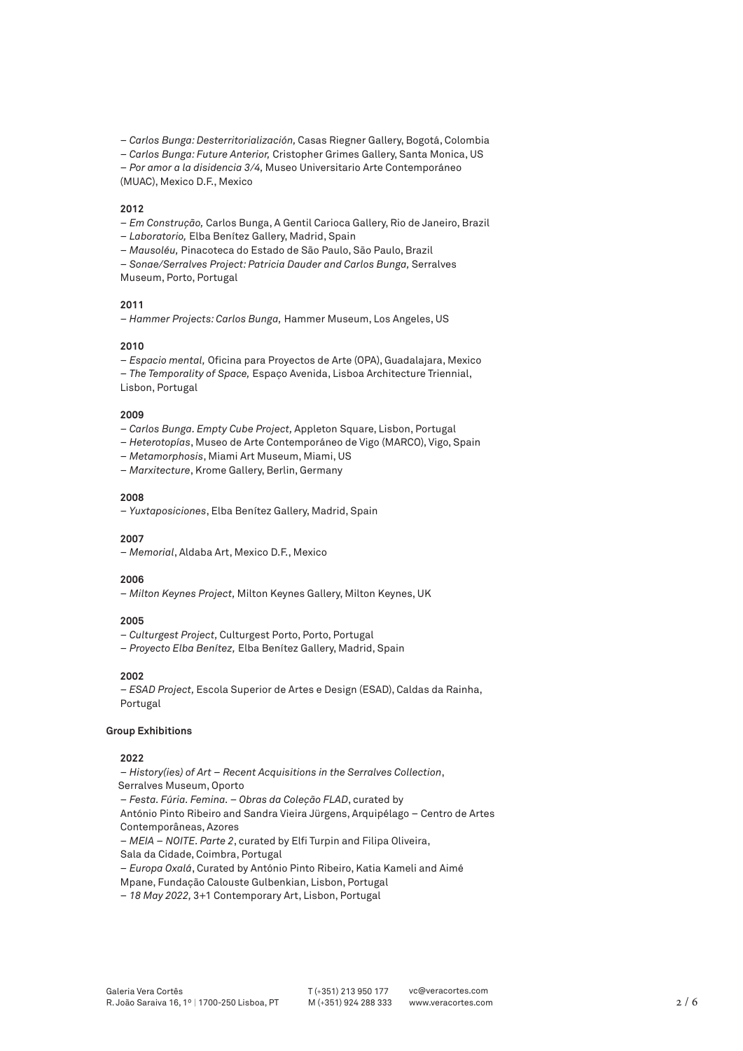– *Carlos Bunga: Desterritorialización,* Casas Riegner Gallery, Bogotá, Colombia
– *Carlos Bunga: Future Anterior,* Cristopher Grimes Gallery, Santa Monica, US
– *Por amor a la disidencia 3/4,* Museo Universitario Arte Contemporáneo (MUAC), Mexico D.F., Mexico

**2012**

– *Em Construção,* Carlos Bunga, A Gentil Carioca Gallery, Rio de Janeiro, Brazil
– *Laboratorio,* Elba Benítez Gallery, Madrid, Spain
– *Mausoléu,* Pinacoteca do Estado de São Paulo, São Paulo, Brazil
– *Sonae/Serralves Project: Patricia Dauder and Carlos Bunga,* Serralves Museum, Porto, Portugal

**2011**

– *Hammer Projects: Carlos Bunga,* Hammer Museum, Los Angeles, US

**2010**

– *Espacio mental,* Oficina para Proyectos de Arte (OPA), Guadalajara, Mexico
– *The Temporality of Space,* Espaço Avenida, Lisboa Architecture Triennial, Lisbon, Portugal

**2009**

– *Carlos Bunga. Empty Cube Project,* Appleton Square, Lisbon, Portugal
– *Heterotopías*, Museo de Arte Contemporáneo de Vigo (MARCO), Vigo, Spain
– *Metamorphosis*, Miami Art Museum, Miami, US
– *Marxitecture*, Krome Gallery, Berlin, Germany

**2008**

– *Yuxtaposiciones*, Elba Benítez Gallery, Madrid, Spain

**2007**

– *Memorial*, Aldaba Art, Mexico D.F., Mexico

**2006**

– *Milton Keynes Project*, Milton Keynes Gallery, Milton Keynes, UK

**2005**

– *Culturgest Project,* Culturgest Porto, Porto, Portugal
– *Proyecto Elba Benítez,* Elba Benítez Gallery, Madrid, Spain

**2002**

– *ESAD Project,* Escola Superior de Artes e Design (ESAD), Caldas da Rainha, Portugal

**Group Exhibitions**

**2022**

– *History(ies) of Art – Recent Acquisitions in the Serralves Collection*, Serralves Museum, Oporto
– *Festa. Fúria. Femina. – Obras da Coleção FLAD*, curated by António Pinto Ribeiro and Sandra Vieira Jürgens, Arquipélago – Centro de Artes Contemporâneas, Azores
– *MEIA – NOITE. Parte 2*, curated by Elfi Turpin and Filipa Oliveira, Sala da Cidade, Coimbra, Portugal
– *Europa Oxalá*, Curated by António Pinto Ribeiro, Katia Kameli and Aimé Mpane, Fundação Calouste Gulbenkian, Lisbon, Portugal
– *18 May 2022,* 3+1 Contemporary Art, Lisbon, Portugal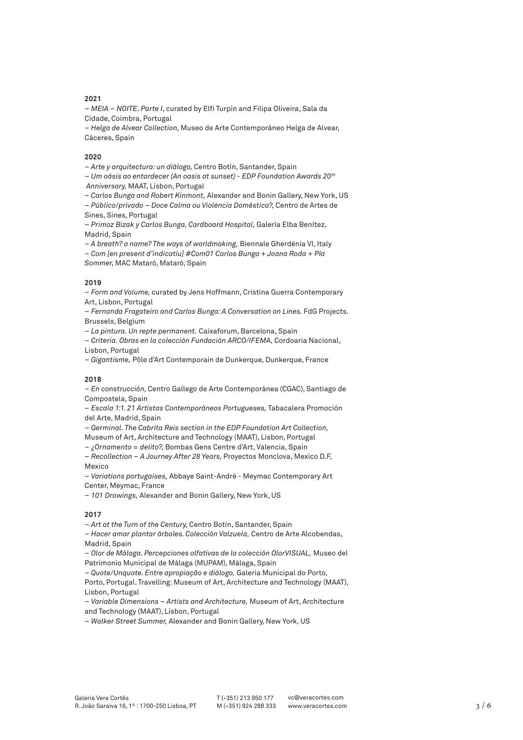**2021**

– *MEIA – NOITE. Parte I*, curated by Elfi Turpin and Filipa Oliveira, Sala da Cidade, Coimbra, Portugal
– *Helga de Alvear Collection,* Museo de Arte Contemporáneo Helga de Alvear, Cáceres, Spain

**2020**

– *Arte y arquitectura: un diálogo,* Centro Botín, Santander, Spain
– *Um oásis ao entardecer (An oasis at sunset) - EDP Foundation Awards 20th Anniversary,* MAAT, Lisbon, Portugal
– *Carlos Bunga and Robert Kinmont,* Alexander and Bonin Gallery, New York, US
– *Público/privado – Doce Calma ou Violência Doméstica?,* Centro de Artes de Sines, Sines, Portugal
– *Primoz Bizak y Carlos Bunga, Cardboard Hospital,* Galería Elba Benítez, Madrid, Spain
– *A breath? a name? The ways of worldmaking,* Biennale Gherdëina VI, Italy
– *Com [en present d'indicatiu] #Com01 Carlos Bunga + Joana Roda + Pía Sommer,* MAC Mataró, Mataró, Spain

**2019**

– *Form and Volume,* curated by Jens Hoffmann, Cristina Guerra Contemporary Art, Lisbon, Portugal
– *Fernanda Fragateiro and Carlos Bunga: A Conversation on Lines.* FdG Projects. Brussels, Belgium
– *La pintura. Un repte permanent.* Caixaforum, Barcelona, Spain
– *Criteria. Obras en la colección Fundación ARCO/IFEMA*, Cordoaria Nacional, Lisbon, Portugal
– *Gigantisme,* Pôle d'Art Contemporain de Dunkerque, Dunkerque, France

**2018**

– *En construcción,* Centro Gallego de Arte Contemporánea (CGAC), Santiago de Compostela, Spain
– *Escala 1:1. 21 Artistas Contemporáneos Portugueses,* Tabacalera Promoción del Arte, Madrid, Spain
– *Germinal. The Cabrita Reis section in the EDP Foundation Art Collection,* Museum of Art, Architecture and Technology (MAAT), Lisbon, Portugal
– *¿Ornamento = delito?,* Bombas Gens Centre d'Art, Valencia, Spain
– *Recollection – A Journey After 28 Years,* Proyectos Monclova, Mexico D.F, Mexico
– *Variations portugaises,* Abbaye Saint-André - Meymac Contemporary Art Center, Meymac, France
– *101 Drawings,* Alexander and Bonin Gallery, New York, US

**2017**

– *Art at the Turn of the Century,* Centro Botín, Santander, Spain
– *Hacer amar plantar árboles. Colección Valzuela,* Centro de Arte Alcobendas, Madrid, Spain
– *Olor de Málaga. Percepciones olfativas de la colección OlorVISUAL,* Museo del Patrimonio Municipal de Málaga (MUPAM), Málaga, Spain
– *Quote/Unquote. Entre apropiação e diálogo,* Galeria Municipal do Porto, Porto, Portugal. Travelling: Museum of Art, Architecture and Technology (MAAT), Lisbon, Portugal
– *Variable Dimensions – Artists and Architecture,* Museum of Art, Architecture and Technology (MAAT), Lisbon, Portugal
– *Walker Street Summer,* Alexander and Bonin Gallery, New York, US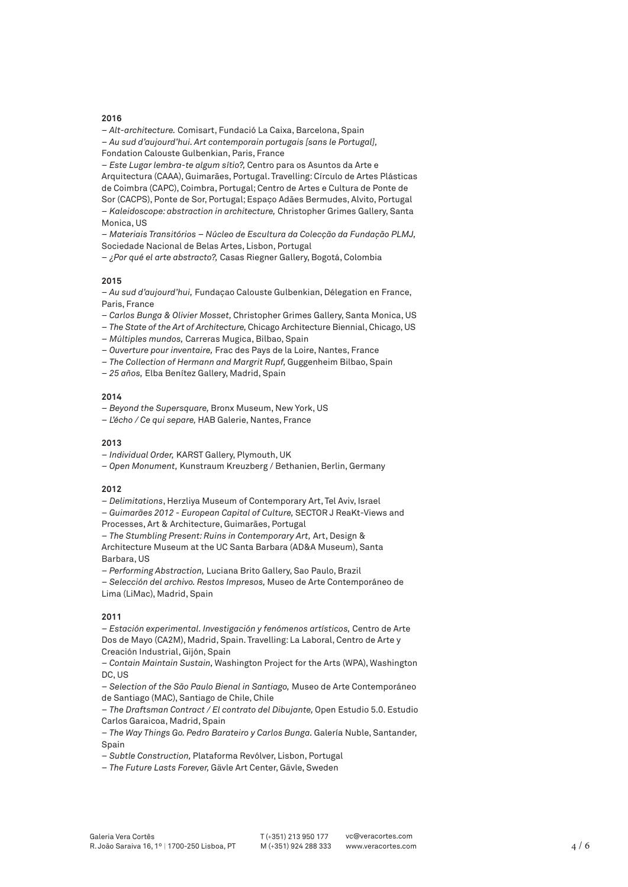**2016**

– *Alt-architecture.* Comisart, Fundació La Caixa, Barcelona, Spain
– *Au sud d'aujourd'hui. Art contemporain portugais [sans le Portugal],* Fondation Calouste Gulbenkian, Paris, France
– *Este Lugar lembra-te algum sítio?,* Centro para os Asuntos da Arte e Arquitectura (CAAA), Guimarães, Portugal. Travelling: Círculo de Artes Plásticas de Coimbra (CAPC), Coimbra, Portugal; Centro de Artes e Cultura de Ponte de Sor (CACPS), Ponte de Sor, Portugal; Espaço Adães Bermudes, Alvito, Portugal
– *Kaleidoscope: abstraction in architecture,* Christopher Grimes Gallery, Santa Monica, US
– *Materiais Transitórios – Núcleo de Escultura da Colecção da Fundação PLMJ,* Sociedade Nacional de Belas Artes, Lisbon, Portugal
– *¿Por qué el arte abstracto?,* Casas Riegner Gallery, Bogotá, Colombia

**2015**

– *Au sud d'aujourd'hui,* Fundaçao Calouste Gulbenkian, Délegation en France, Paris, France
– *Carlos Bunga & Olivier Mosset,* Christopher Grimes Gallery, Santa Monica, US
– *The State of the Art of Architecture,* Chicago Architecture Biennial, Chicago, US
– *Múltiples mundos,* Carreras Mugica, Bilbao, Spain
– *Ouverture pour inventaire,* Frac des Pays de la Loire, Nantes, France
– *The Collection of Hermann and Margrit Rupf,* Guggenheim Bilbao, Spain
– *25 años,* Elba Benítez Gallery, Madrid, Spain

**2014**

– *Beyond the Supersquare,* Bronx Museum, New York, US
– *L'écho / Ce qui separe,* HAB Galerie, Nantes, France

**2013**

– *Individual Order,* KARST Gallery, Plymouth, UK
– *Open Monument,* Kunstraum Kreuzberg / Bethanien, Berlin, Germany

**2012**

– *Delimitations*, Herzliya Museum of Contemporary Art, Tel Aviv, Israel
– *Guimarães 2012 - European Capital of Culture,* SECTOR J ReaKt-Views and Processes, Art & Architecture, Guimarães, Portugal
– *The Stumbling Present: Ruins in Contemporary Art,* Art, Design & Architecture Museum at the UC Santa Barbara (AD&A Museum), Santa Barbara, US
– *Performing Abstraction,* Luciana Brito Gallery, Sao Paulo, Brazil
– *Selección del archivo. Restos Impresos,* Museo de Arte Contemporáneo de Lima (LiMac), Madrid, Spain

**2011**

– *Estación experimental. Investigación y fenómenos artísticos,* Centro de Arte Dos de Mayo (CA2M), Madrid, Spain. Travelling: La Laboral, Centro de Arte y Creación Industrial, Gijón, Spain
– *Contain Maintain Sustain,* Washington Project for the Arts (WPA), Washington DC, US
– *Selection of the São Paulo Bienal in Santiago,* Museo de Arte Contemporáneo de Santiago (MAC), Santiago de Chile, Chile
– *The Draftsman Contract / El contrato del Dibujante,* Open Estudio 5.0. Estudio Carlos Garaicoa, Madrid, Spain
– *The Way Things Go. Pedro Barateiro y Carlos Bunga.* Galería Nuble, Santander, Spain
– *Subtle Construction,* Plataforma Revólver, Lisbon, Portugal
– *The Future Lasts Forever,* Gävle Art Center, Gävle, Sweden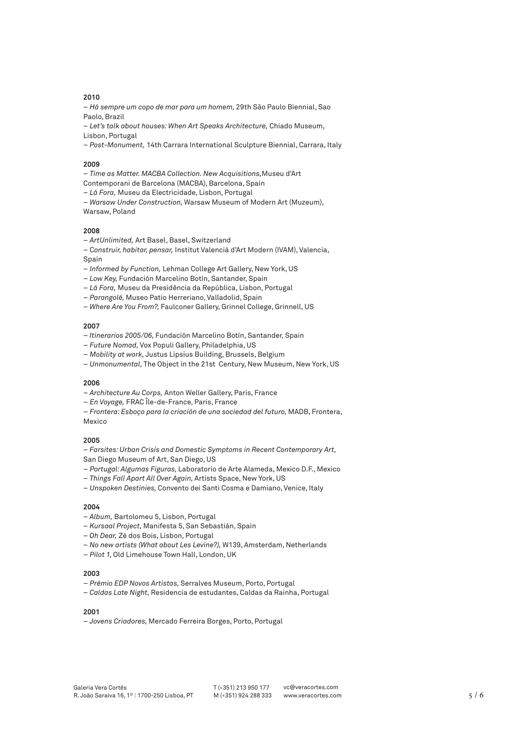**2010**

– *Há sempre um copo de mar para um homem,* 29th São Paulo Biennial, Sao Paolo, Brazil

– *Let's talk about houses: When Art Speaks Architecture,* Chiado Museum, Lisbon, Portugal

– *Post-Monument,* 14th Carrara International Sculpture Biennial, Carrara, Italy

**2009**

– *Time as Matter. MACBA Collection. New Acquisitions,* Museu d'Art Contemporani de Barcelona (MACBA), Barcelona, Spain

– *Lá Fora,* Museu da Electricidade, Lisbon, Portugal

– *Warsaw Under Construction,* Warsaw Museum of Modern Art (Muzeum), Warsaw, Poland

**2008**

– *ArtUnlimited,* Art Basel, Basel, Switzerland

– *Construir, habitar, pensar,* Institut Valencià d'Art Modern (IVAM), Valencia, Spain

– *Informed by Function,* Lehman College Art Gallery, New York, US

– *Low Key,* Fundación Marcelino Botín, Santander, Spain

– *Lá Fora,* Museu da Presidência da República, Lisbon, Portugal

– *Parangolé,* Museo Patio Herreriano, Valladolid, Spain

– *Where Are You From?,* Faulconer Gallery, Grinnel College, Grinnell, US

**2007**

– *Itinerarios 2005/06,* Fundación Marcelino Botín, Santander, Spain

– *Future Nomad,* Vox Populi Gallery, Philadelphia, US

– *Mobility at work,* Justus Lipsius Building, Brussels, Belgium

– *Unmonumental,* The Object in the 21st Century, New Museum, New York, US

**2006**

– *Architecture Au Corps,* Anton Weller Gallery, Paris, France

– *En Voyage,* FRAC Île-de-France, Paris, France

– *Frontera: Esboço para la criación de una sociedad del futuro,* MADB, Frontera, Mexico

**2005**

– *Farsites: Urban Crisis and Domestic Symptoms in Recent Contemporary Art,* San Diego Museum of Art, San Diego, US

– *Portugal: Algumas Figuras,* Laboratorio de Arte Alameda, Mexico D.F., Mexico

– *Things Fall Apart All Over Again,* Artists Space, New York, US

– *Unspoken Destinies,* Convento dei Santi Cosma e Damiano, Venice, Italy

**2004**

– *Album,* Bartolomeu 5, Lisbon, Portugal

– *Kursaal Project,* Manifesta 5, San Sebastián, Spain

– *Oh Dear,* Zé dos Bois, Lisbon, Portugal

– *No new artists (What about Les Levine?),* W139, Amsterdam, Netherlands

– *Pilot 1,* Old Limehouse Town Hall, London, UK

**2003**

– *Prémio EDP Novos Artistas,* Serralves Museum, Porto, Portugal

– *Caldas Late Night,* Residencia de estudantes, Caldas da Rainha, Portugal

**2001**

– *Jovens Criadores,* Mercado Ferreira Borges, Porto, Portugal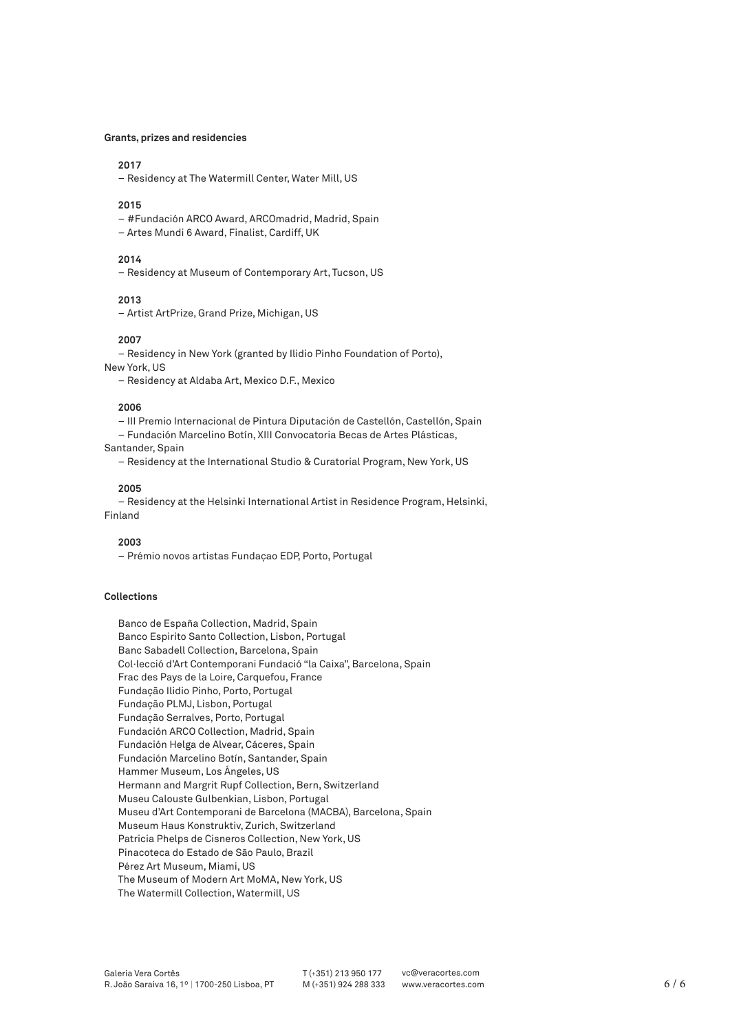**Grants, prizes and residencies**

**2017**

– Residency at The Watermill Center, Water Mill, US

**2015**

– #Fundación ARCO Award, ARCOmadrid, Madrid, Spain
– Artes Mundi 6 Award, Finalist, Cardiff, UK

**2014**

– Residency at Museum of Contemporary Art, Tucson, US

**2013**

– Artist ArtPrize, Grand Prize, Michigan, US

**2007**

– Residency in New York (granted by Ilidio Pinho Foundation of Porto), New York, US
– Residency at Aldaba Art, Mexico D.F., Mexico

**2006**

– III Premio Internacional de Pintura Diputación de Castellón, Castellón, Spain
– Fundación Marcelino Botín, XIII Convocatoria Becas de Artes Plásticas, Santander, Spain
– Residency at the International Studio & Curatorial Program, New York, US

**2005**

– Residency at the Helsinki International Artist in Residence Program, Helsinki, Finland

**2003**

– Prémio novos artistas Fundaçao EDP, Porto, Portugal

**Collections**

Banco de España Collection, Madrid, Spain
Banco Espirito Santo Collection, Lisbon, Portugal
Banc Sabadell Collection, Barcelona, Spain
Col·lecció d'Art Contemporani Fundació "la Caixa", Barcelona, Spain
Frac des Pays de la Loire, Carquefou, France
Fundação Ilidio Pinho, Porto, Portugal
Fundação PLMJ, Lisbon, Portugal
Fundação Serralves, Porto, Portugal
Fundación ARCO Collection, Madrid, Spain
Fundación Helga de Alvear, Cáceres, Spain
Fundación Marcelino Botín, Santander, Spain
Hammer Museum, Los Ángeles, US
Hermann and Margrit Rupf Collection, Bern, Switzerland
Museu Calouste Gulbenkian, Lisbon, Portugal
Museu d'Art Contemporani de Barcelona (MACBA), Barcelona, Spain
Museum Haus Konstruktiv, Zurich, Switzerland
Patricia Phelps de Cisneros Collection, New York, US
Pinacoteca do Estado de São Paulo, Brazil
Pérez Art Museum, Miami, US
The Museum of Modern Art MoMA, New York, US
The Watermill Collection, Watermill, US

Galeria Vera Cortês
R. João Saraiva 16, 1º | 1700-250 Lisboa, PT
T (+351) 213 950 177
M (+351) 924 288 333
vc@veracortes.com
www.veracortes.com